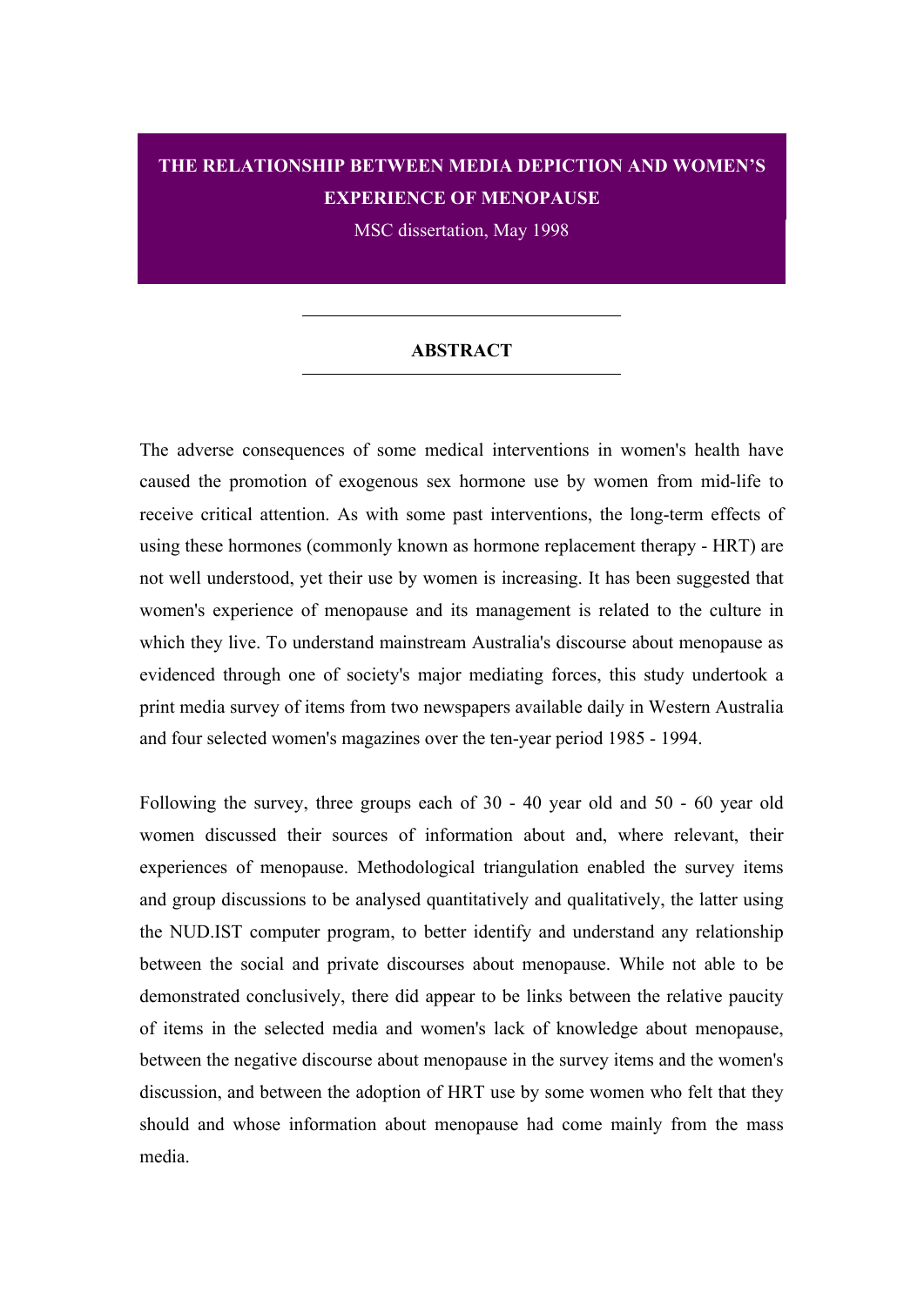# THE RELATIONSHIP BETWEEN MEDIA DEPICTION AND WOMEN'S EXPERIENCE OF MENOPAUSE

MSC dissertation, May 1998

## ABSTRACT

The adverse consequences of some medical interventions in women's health have caused the promotion of exogenous sex hormone use by women from mid-life to receive critical attention. As with some past interventions, the long-term effects of using these hormones (commonly known as hormone replacement therapy - HRT) are not well understood, yet their use by women is increasing. It has been suggested that women's experience of menopause and its management is related to the culture in which they live. To understand mainstream Australia's discourse about menopause as evidenced through one of society's major mediating forces, this study undertook a print media survey of items from two newspapers available daily in Western Australia and four selected women's magazines over the ten-year period 1985 - 1994.

Following the survey, three groups each of 30 - 40 year old and 50 - 60 year old women discussed their sources of information about and, where relevant, their experiences of menopause. Methodological triangulation enabled the survey items and group discussions to be analysed quantitatively and qualitatively, the latter using the NUD.IST computer program, to better identify and understand any relationship between the social and private discourses about menopause. While not able to be demonstrated conclusively, there did appear to be links between the relative paucity of items in the selected media and women's lack of knowledge about menopause, between the negative discourse about menopause in the survey items and the women's discussion, and between the adoption of HRT use by some women who felt that they should and whose information about menopause had come mainly from the mass media.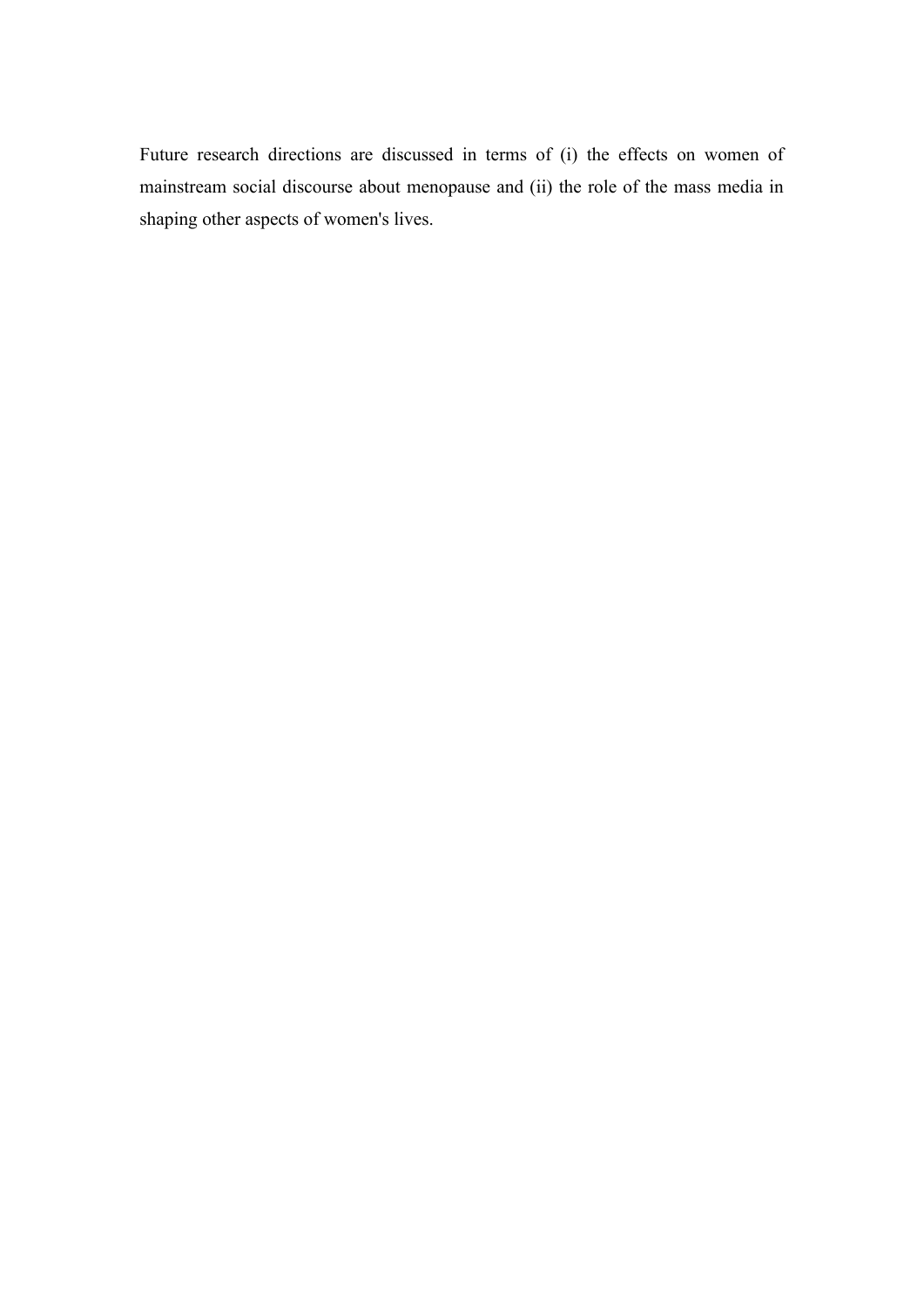Future research directions are discussed in terms of (i) the effects on women of mainstream social discourse about menopause and (ii) the role of the mass media in shaping other aspects of women's lives.